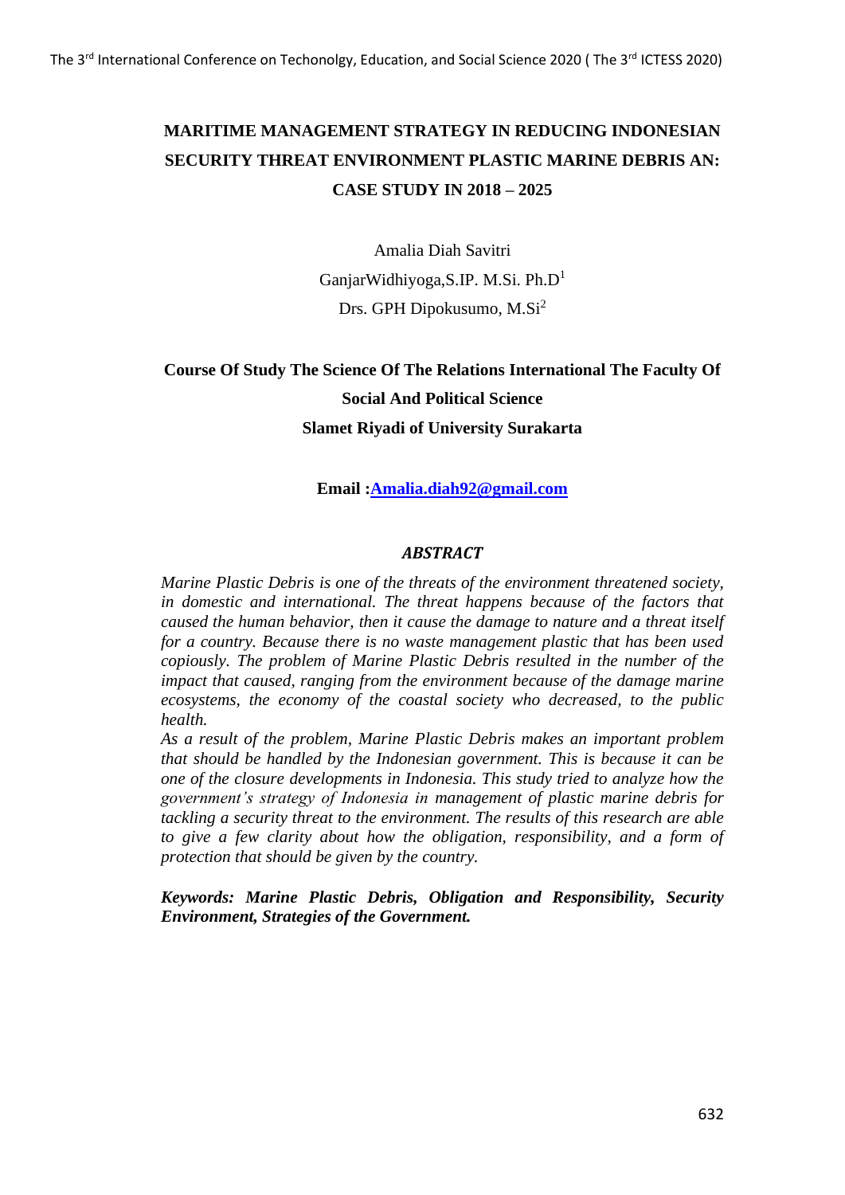# MARITIME MANAGEMENT STRATEGY IN REDUCING INDONESIAN SECURITY THREAT ENVIRONMENT PLASTIC MARINE DEBRIS AN: CASE STUDY IN 2018 – 2025

Amalia Diah Savitri

GanjarWidhiyoga,S.IP. M.Si. Ph.D[1]

Drs. GPH Dipokusumo, M.Si[2]

**Course Of Study The Science Of The Relations International The Faculty Of Social And Political Science**

**Slamet Riyadi of University Surakarta**

**Email :[Amalia.diah92@gmail.com](mailto:Amalia.diah92@gmail.com)**

## *ABSTRACT*

*Marine Plastic Debris is one of the threats of the environment threatened society, in domestic and international. The threat happens because of the factors that caused the human behavior, then it cause the damage to nature and a threat itself for a country. Because there is no waste management plastic that has been used copiously. The problem of Marine Plastic Debris resulted in the number of the impact that caused, ranging from the environment because of the damage marine ecosystems, the economy of the coastal society who decreased, to the public health.*

*As a result of the problem, Marine Plastic Debris makes an important problem that should be handled by the Indonesian government. This is because it can be one of the closure developments in Indonesia. This study tried to analyze how the government's strategy of Indonesia in management of plastic marine debris for tackling a security threat to the environment. The results of this research are able to give a few clarity about how the obligation, responsibility, and a form of protection that should be given by the country.*

***Keywords: Marine Plastic Debris, Obligation and Responsibility, Security Environment, Strategies of the Government.***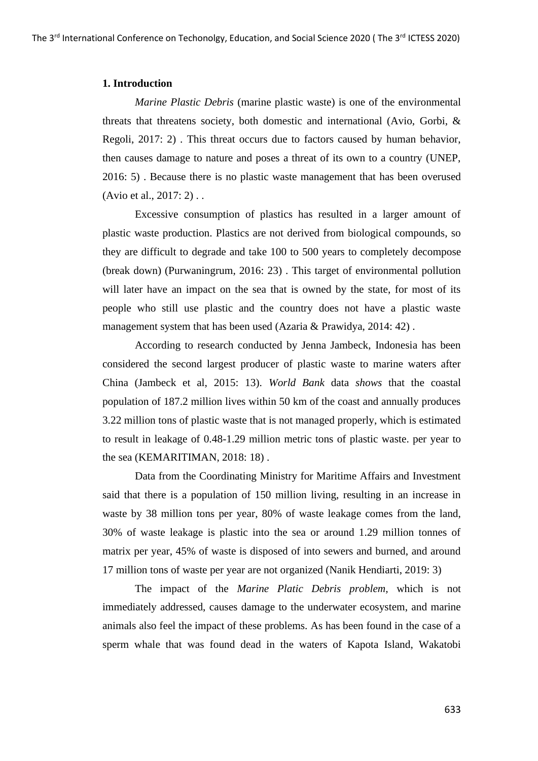## 1. Introduction

*Marine Plastic Debris* (marine plastic waste) is one of the environmental threats that threatens society, both domestic and international (Avio, Gorbi, & Regoli, 2017: 2) . This threat occurs due to factors caused by human behavior, then causes damage to nature and poses a threat of its own to a country (UNEP, 2016: 5) . Because there is no plastic waste management that has been overused (Avio et al., 2017: 2) . .

Excessive consumption of plastics has resulted in a larger amount of plastic waste production. Plastics are not derived from biological compounds, so they are difficult to degrade and take 100 to 500 years to completely decompose (break down) (Purwaningrum, 2016: 23) . This target of environmental pollution will later have an impact on the sea that is owned by the state, for most of its people who still use plastic and the country does not have a plastic waste management system that has been used (Azaria & Prawidya, 2014: 42) .

According to research conducted by Jenna Jambeck, Indonesia has been considered the second largest producer of plastic waste to marine waters after China (Jambeck et al, 2015: 13). *World Bank* data *shows* that the coastal population of 187.2 million lives within 50 km of the coast and annually produces 3.22 million tons of plastic waste that is not managed properly, which is estimated to result in leakage of 0.48-1.29 million metric tons of plastic waste. per year to the sea (KEMARITIMAN, 2018: 18) .

Data from the Coordinating Ministry for Maritime Affairs and Investment said that there is a population of 150 million living, resulting in an increase in waste by 38 million tons per year, 80% of waste leakage comes from the land, 30% of waste leakage is plastic into the sea or around 1.29 million tonnes of matrix per year, 45% of waste is disposed of into sewers and burned, and around 17 million tons of waste per year are not organized (Nanik Hendiarti, 2019: 3)

The impact of the *Marine Platic Debris problem,* which is not immediately addressed, causes damage to the underwater ecosystem, and marine animals also feel the impact of these problems. As has been found in the case of a sperm whale that was found dead in the waters of Kapota Island, Wakatobi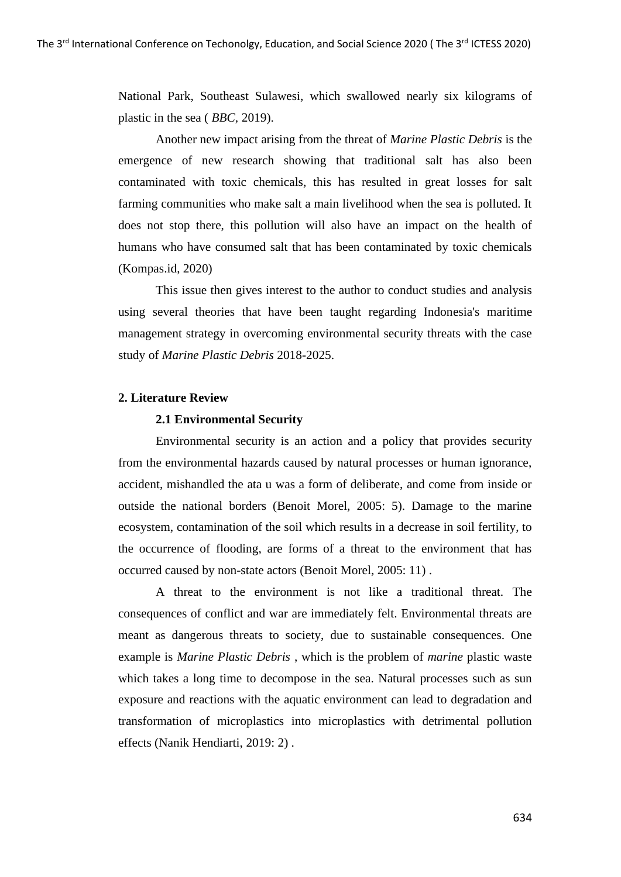National Park, Southeast Sulawesi, which swallowed nearly six kilograms of plastic in the sea ( *BBC*, 2019).

Another new impact arising from the threat of *Marine Plastic Debris* is the emergence of new research showing that traditional salt has also been contaminated with toxic chemicals, this has resulted in great losses for salt farming communities who make salt a main livelihood when the sea is polluted. It does not stop there, this pollution will also have an impact on the health of humans who have consumed salt that has been contaminated by toxic chemicals (Kompas.id, 2020)

This issue then gives interest to the author to conduct studies and analysis using several theories that have been taught regarding Indonesia's maritime management strategy in overcoming environmental security threats with the case study of *Marine Plastic Debris* 2018-2025.

## 2. Literature Review

### 2.1 Environmental Security

Environmental security is an action and a policy that provides security from the environmental hazards caused by natural processes or human ignorance, accident, mishandled the ata u was a form of deliberate, and come from inside or outside the national borders (Benoit Morel, 2005: 5). Damage to the marine ecosystem, contamination of the soil which results in a decrease in soil fertility, to the occurrence of flooding, are forms of a threat to the environment that has occurred caused by non-state actors (Benoit Morel, 2005: 11) .

A threat to the environment is not like a traditional threat. The consequences of conflict and war are immediately felt. Environmental threats are meant as dangerous threats to society, due to sustainable consequences. One example is *Marine Plastic Debris* , which is the problem of *marine* plastic waste which takes a long time to decompose in the sea. Natural processes such as sun exposure and reactions with the aquatic environment can lead to degradation and transformation of microplastics into microplastics with detrimental pollution effects (Nanik Hendiarti, 2019: 2) .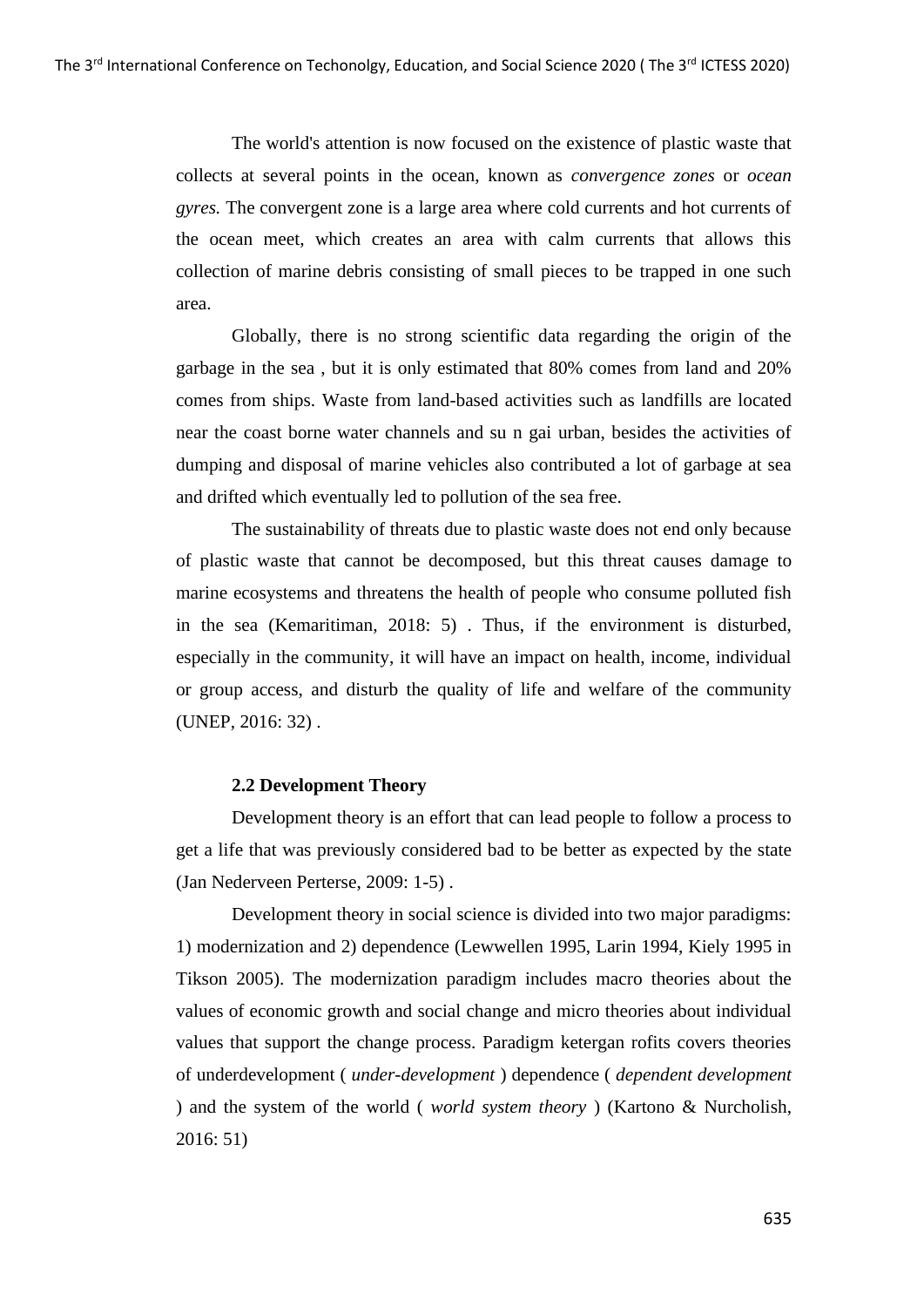The world's attention is now focused on the existence of plastic waste that collects at several points in the ocean, known as *convergence zones* or *ocean gyres.* The convergent zone is a large area where cold currents and hot currents of the ocean meet, which creates an area with calm currents that allows this collection of marine debris consisting of small pieces to be trapped in one such area.

Globally, there is no strong scientific data regarding the origin of the garbage in the sea , but it is only estimated that 80% comes from land and 20% comes from ships. Waste from land-based activities such as landfills are located near the coast borne water channels and su n gai urban, besides the activities of dumping and disposal of marine vehicles also contributed a lot of garbage at sea and drifted which eventually led to pollution of the sea free.

The sustainability of threats due to plastic waste does not end only because of plastic waste that cannot be decomposed, but this threat causes damage to marine ecosystems and threatens the health of people who consume polluted fish in the sea (Kemaritiman, 2018: 5) . Thus, if the environment is disturbed, especially in the community, it will have an impact on health, income, individual or group access, and disturb the quality of life and welfare of the community (UNEP, 2016: 32) .

### 2.2 Development Theory

Development theory is an effort that can lead people to follow a process to get a life that was previously considered bad to be better as expected by the state (Jan Nederveen Perterse, 2009: 1-5) .

Development theory in social science is divided into two major paradigms: 1) modernization and 2) dependence (Lewwellen 1995, Larin 1994, Kiely 1995 in Tikson 2005). The modernization paradigm includes macro theories about the values of economic growth and social change and micro theories about individual values that support the change process. Paradigm ketergan rofits covers theories of underdevelopment ( *under-development* ) dependence ( *dependent development* ) and the system of the world ( *world system theory* ) (Kartono & Nurcholish, 2016: 51)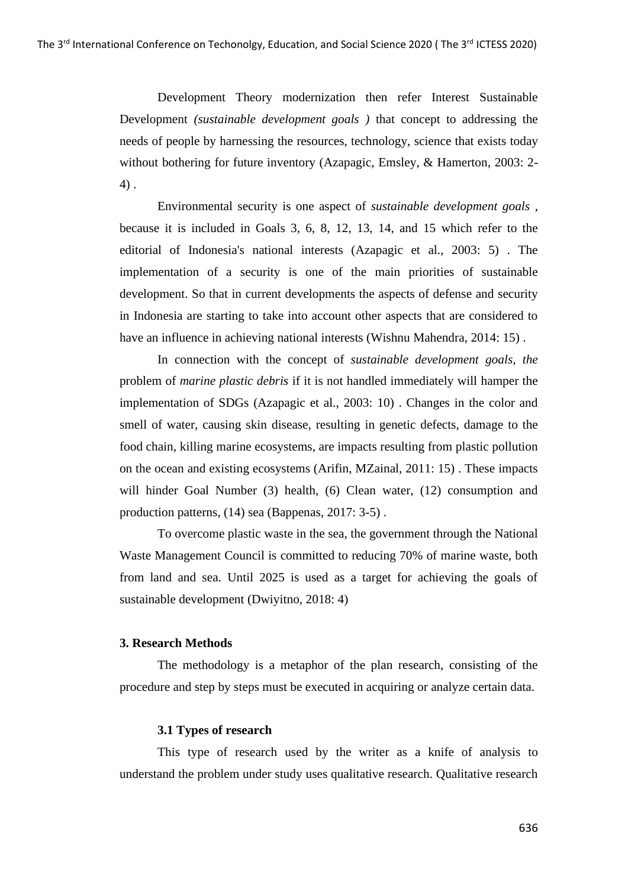Development Theory modernization then refer Interest Sustainable Development *(sustainable development goals )* that concept to addressing the needs of people by harnessing the resources, technology, science that exists today without bothering for future inventory (Azapagic, Emsley, & Hamerton, 2003: 2-4) .

Environmental security is one aspect of *sustainable development goals* , because it is included in Goals 3, 6, 8, 12, 13, 14, and 15 which refer to the editorial of Indonesia's national interests (Azapagic et al., 2003: 5) . The implementation of a security is one of the main priorities of sustainable development. So that in current developments the aspects of defense and security in Indonesia are starting to take into account other aspects that are considered to have an influence in achieving national interests (Wishnu Mahendra, 2014: 15) .

In connection with the concept of *sustainable development goals, the* problem of *marine plastic debris* if it is not handled immediately will hamper the implementation of SDGs (Azapagic et al., 2003: 10) . Changes in the color and smell of water, causing skin disease, resulting in genetic defects, damage to the food chain, killing marine ecosystems, are impacts resulting from plastic pollution on the ocean and existing ecosystems (Arifin, MZainal, 2011: 15) . These impacts will hinder Goal Number (3) health, (6) Clean water, (12) consumption and production patterns, (14) sea (Bappenas, 2017: 3-5) .

To overcome plastic waste in the sea, the government through the National Waste Management Council is committed to reducing 70% of marine waste, both from land and sea. Until 2025 is used as a target for achieving the goals of sustainable development (Dwiyitno, 2018: 4)

## 3. Research Methods

The methodology is a metaphor of the plan research, consisting of the procedure and step by steps must be executed in acquiring or analyze certain data.

### 3.1 Types of research

This type of research used by the writer as a knife of analysis to understand the problem under study uses qualitative research. Qualitative research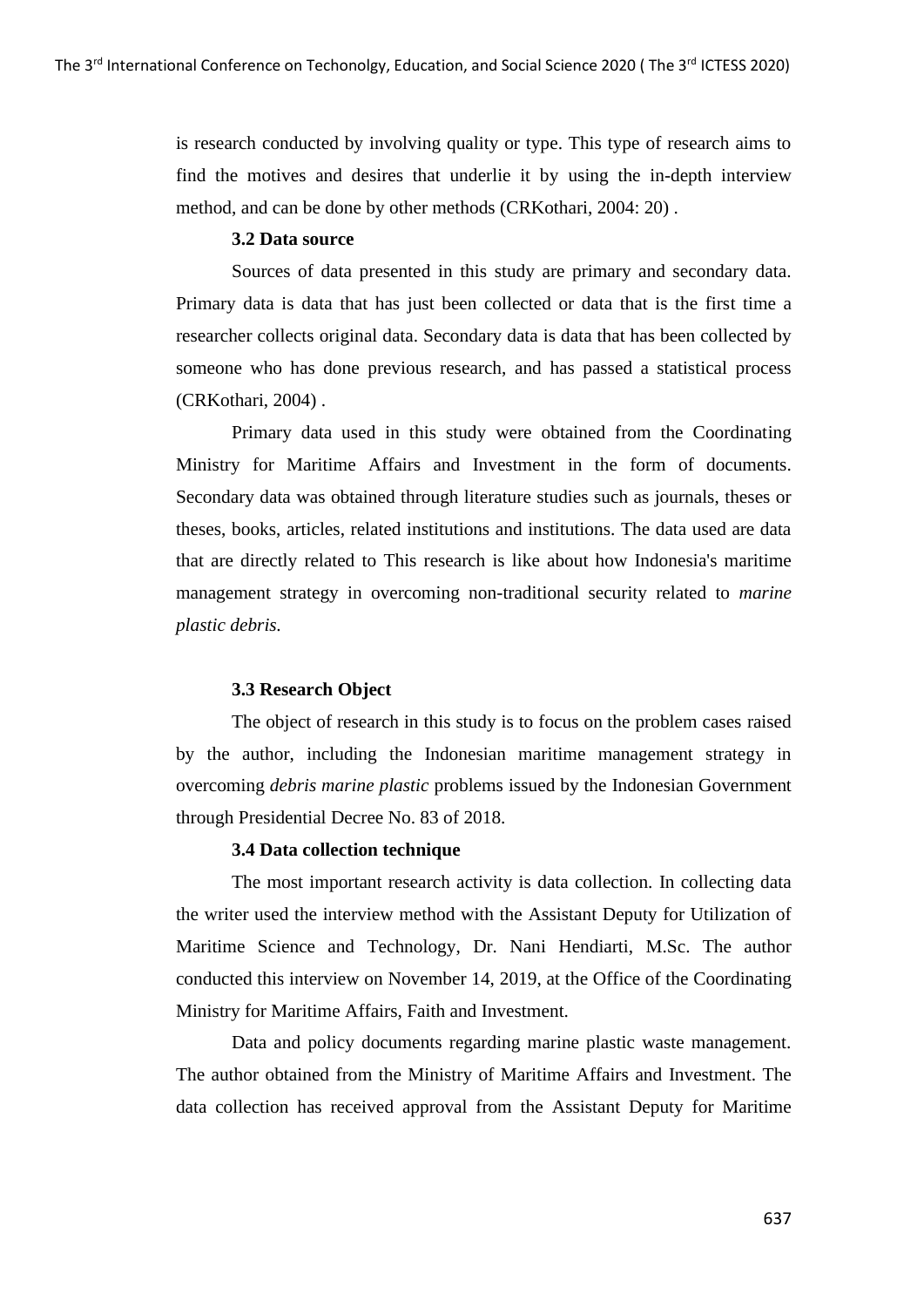is research conducted by involving quality or type. This type of research aims to find the motives and desires that underlie it by using the in-depth interview method, and can be done by other methods (CRKothari, 2004: 20) .

### 3.2 Data source

Sources of data presented in this study are primary and secondary data. Primary data is data that has just been collected or data that is the first time a researcher collects original data. Secondary data is data that has been collected by someone who has done previous research, and has passed a statistical process (CRKothari, 2004) .

Primary data used in this study were obtained from the Coordinating Ministry for Maritime Affairs and Investment in the form of documents. Secondary data was obtained through literature studies such as journals, theses or theses, books, articles, related institutions and institutions. The data used are data that are directly related to This research is like about how Indonesia's maritime management strategy in overcoming non-traditional security related to *marine plastic debris*.

### 3.3 Research Object

The object of research in this study is to focus on the problem cases raised by the author, including the Indonesian maritime management strategy in overcoming *debris marine plastic* problems issued by the Indonesian Government through Presidential Decree No. 83 of 2018.

### 3.4 Data collection technique

The most important research activity is data collection. In collecting data the writer used the interview method with the Assistant Deputy for Utilization of Maritime Science and Technology, Dr. Nani Hendiarti, M.Sc. The author conducted this interview on November 14, 2019, at the Office of the Coordinating Ministry for Maritime Affairs, Faith and Investment.

Data and policy documents regarding marine plastic waste management. The author obtained from the Ministry of Maritime Affairs and Investment. The data collection has received approval from the Assistant Deputy for Maritime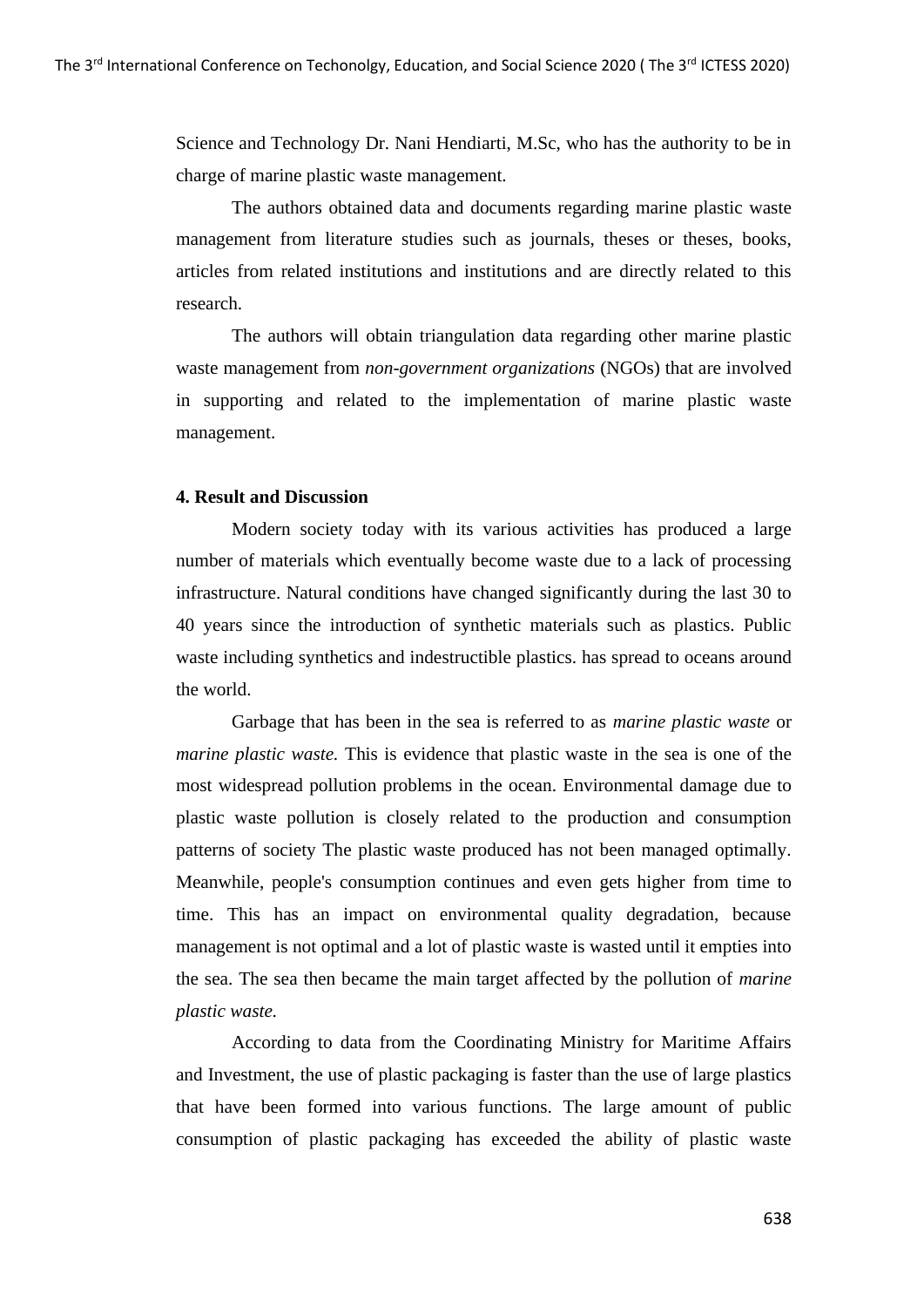Science and Technology Dr. Nani Hendiarti, M.Sc, who has the authority to be in charge of marine plastic waste management.

The authors obtained data and documents regarding marine plastic waste management from literature studies such as journals, theses or theses, books, articles from related institutions and institutions and are directly related to this research.

The authors will obtain triangulation data regarding other marine plastic waste management from *non-government organizations* (NGOs) that are involved in supporting and related to the implementation of marine plastic waste management.

## 4. Result and Discussion

Modern society today with its various activities has produced a large number of materials which eventually become waste due to a lack of processing infrastructure. Natural conditions have changed significantly during the last 30 to 40 years since the introduction of synthetic materials such as plastics. Public waste including synthetics and indestructible plastics. has spread to oceans around the world.

Garbage that has been in the sea is referred to as *marine plastic waste* or *marine plastic waste.* This is evidence that plastic waste in the sea is one of the most widespread pollution problems in the ocean. Environmental damage due to plastic waste pollution is closely related to the production and consumption patterns of society The plastic waste produced has not been managed optimally. Meanwhile, people's consumption continues and even gets higher from time to time. This has an impact on environmental quality degradation, because management is not optimal and a lot of plastic waste is wasted until it empties into the sea. The sea then became the main target affected by the pollution of *marine plastic waste.*

According to data from the Coordinating Ministry for Maritime Affairs and Investment, the use of plastic packaging is faster than the use of large plastics that have been formed into various functions. The large amount of public consumption of plastic packaging has exceeded the ability of plastic waste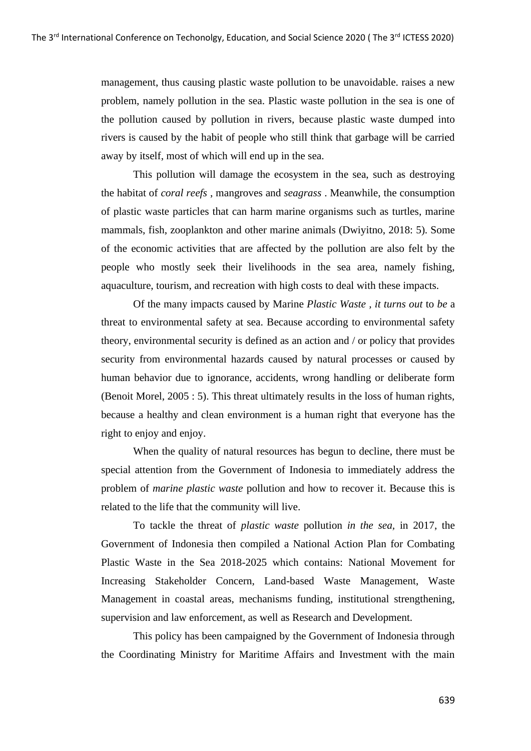management, thus causing plastic waste pollution to be unavoidable. raises a new problem, namely pollution in the sea. Plastic waste pollution in the sea is one of the pollution caused by pollution in rivers, because plastic waste dumped into rivers is caused by the habit of people who still think that garbage will be carried away by itself, most of which will end up in the sea.

This pollution will damage the ecosystem in the sea, such as destroying the habitat of *coral reefs* , mangroves and *seagrass* . Meanwhile, the consumption of plastic waste particles that can harm marine organisms such as turtles, marine mammals, fish, zooplankton and other marine animals (Dwiyitno, 2018: 5). Some of the economic activities that are affected by the pollution are also felt by the people who mostly seek their livelihoods in the sea area, namely fishing, aquaculture, tourism, and recreation with high costs to deal with these impacts.

Of the many impacts caused by Marine *Plastic Waste* , *it turns out* to *be* a threat to environmental safety at sea. Because according to environmental safety theory, environmental security is defined as an action and / or policy that provides security from environmental hazards caused by natural processes or caused by human behavior due to ignorance, accidents, wrong handling or deliberate form (Benoit Morel, 2005 : 5). This threat ultimately results in the loss of human rights, because a healthy and clean environment is a human right that everyone has the right to enjoy and enjoy.

When the quality of natural resources has begun to decline, there must be special attention from the Government of Indonesia to immediately address the problem of *marine plastic waste* pollution and how to recover it. Because this is related to the life that the community will live.

To tackle the threat of *plastic waste* pollution *in the sea,* in 2017, the Government of Indonesia then compiled a National Action Plan for Combating Plastic Waste in the Sea 2018-2025 which contains: National Movement for Increasing Stakeholder Concern, Land-based Waste Management, Waste Management in coastal areas, mechanisms funding, institutional strengthening, supervision and law enforcement, as well as Research and Development.

This policy has been campaigned by the Government of Indonesia through the Coordinating Ministry for Maritime Affairs and Investment with the main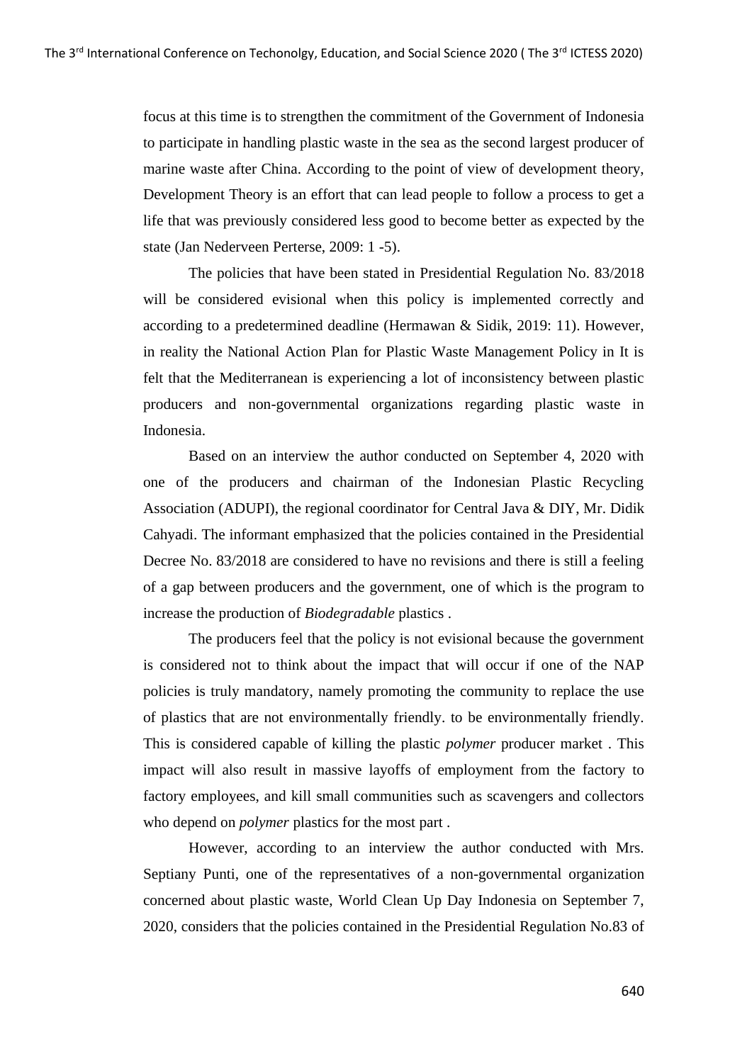focus at this time is to strengthen the commitment of the Government of Indonesia to participate in handling plastic waste in the sea as the second largest producer of marine waste after China. According to the point of view of development theory, Development Theory is an effort that can lead people to follow a process to get a life that was previously considered less good to become better as expected by the state (Jan Nederveen Perterse, 2009: 1 -5).

The policies that have been stated in Presidential Regulation No. 83/2018 will be considered evisional when this policy is implemented correctly and according to a predetermined deadline (Hermawan & Sidik, 2019: 11). However, in reality the National Action Plan for Plastic Waste Management Policy in It is felt that the Mediterranean is experiencing a lot of inconsistency between plastic producers and non-governmental organizations regarding plastic waste in Indonesia.

Based on an interview the author conducted on September 4, 2020 with one of the producers and chairman of the Indonesian Plastic Recycling Association (ADUPI), the regional coordinator for Central Java & DIY, Mr. Didik Cahyadi. The informant emphasized that the policies contained in the Presidential Decree No. 83/2018 are considered to have no revisions and there is still a feeling of a gap between producers and the government, one of which is the program to increase the production of *Biodegradable* plastics .

The producers feel that the policy is not evisional because the government is considered not to think about the impact that will occur if one of the NAP policies is truly mandatory, namely promoting the community to replace the use of plastics that are not environmentally friendly. to be environmentally friendly. This is considered capable of killing the plastic *polymer* producer market . This impact will also result in massive layoffs of employment from the factory to factory employees, and kill small communities such as scavengers and collectors who depend on *polymer* plastics for the most part .

However, according to an interview the author conducted with Mrs. Septiany Punti, one of the representatives of a non-governmental organization concerned about plastic waste, World Clean Up Day Indonesia on September 7, 2020, considers that the policies contained in the Presidential Regulation No.83 of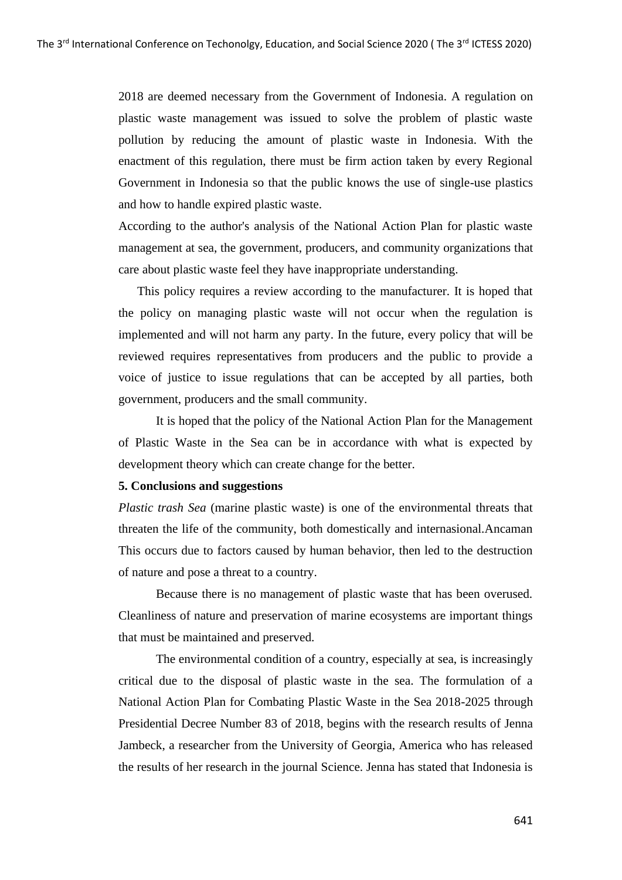2018 are deemed necessary from the Government of Indonesia. A regulation on plastic waste management was issued to solve the problem of plastic waste pollution by reducing the amount of plastic waste in Indonesia. With the enactment of this regulation, there must be firm action taken by every Regional Government in Indonesia so that the public knows the use of single-use plastics and how to handle expired plastic waste.

According to the author's analysis of the National Action Plan for plastic waste management at sea, the government, producers, and community organizations that care about plastic waste feel they have inappropriate understanding.

This policy requires a review according to the manufacturer. It is hoped that the policy on managing plastic waste will not occur when the regulation is implemented and will not harm any party. In the future, every policy that will be reviewed requires representatives from producers and the public to provide a voice of justice to issue regulations that can be accepted by all parties, both government, producers and the small community.

It is hoped that the policy of the National Action Plan for the Management of Plastic Waste in the Sea can be in accordance with what is expected by development theory which can create change for the better.

**5. Conclusions and suggestions**

*Plastic trash Sea* (marine plastic waste) is one of the environmental threats that threaten the life of the community, both domestically and internasional.Ancaman This occurs due to factors caused by human behavior, then led to the destruction of nature and pose a threat to a country.

Because there is no management of plastic waste that has been overused. Cleanliness of nature and preservation of marine ecosystems are important things that must be maintained and preserved.

The environmental condition of a country, especially at sea, is increasingly critical due to the disposal of plastic waste in the sea. The formulation of a National Action Plan for Combating Plastic Waste in the Sea 2018-2025 through Presidential Decree Number 83 of 2018, begins with the research results of Jenna Jambeck, a researcher from the University of Georgia, America who has released the results of her research in the journal Science. Jenna has stated that Indonesia is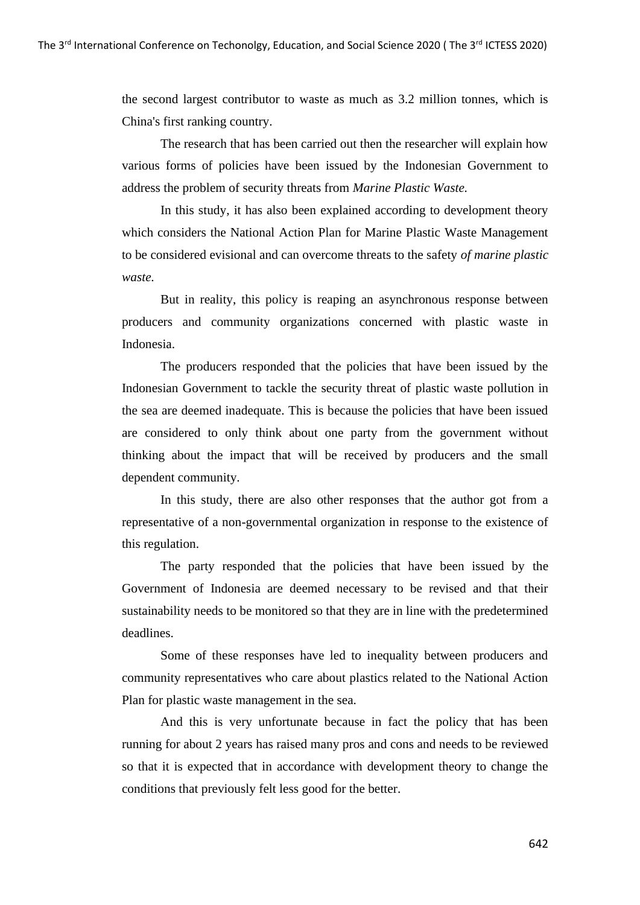the second largest contributor to waste as much as 3.2 million tonnes, which is China's first ranking country.

The research that has been carried out then the researcher will explain how various forms of policies have been issued by the Indonesian Government to address the problem of security threats from *Marine Plastic Waste.*

In this study, it has also been explained according to development theory which considers the National Action Plan for Marine Plastic Waste Management to be considered evisional and can overcome threats to the safety *of marine plastic waste.*

But in reality, this policy is reaping an asynchronous response between producers and community organizations concerned with plastic waste in Indonesia.

The producers responded that the policies that have been issued by the Indonesian Government to tackle the security threat of plastic waste pollution in the sea are deemed inadequate. This is because the policies that have been issued are considered to only think about one party from the government without thinking about the impact that will be received by producers and the small dependent community.

In this study, there are also other responses that the author got from a representative of a non-governmental organization in response to the existence of this regulation.

The party responded that the policies that have been issued by the Government of Indonesia are deemed necessary to be revised and that their sustainability needs to be monitored so that they are in line with the predetermined deadlines.

Some of these responses have led to inequality between producers and community representatives who care about plastics related to the National Action Plan for plastic waste management in the sea.

And this is very unfortunate because in fact the policy that has been running for about 2 years has raised many pros and cons and needs to be reviewed so that it is expected that in accordance with development theory to change the conditions that previously felt less good for the better.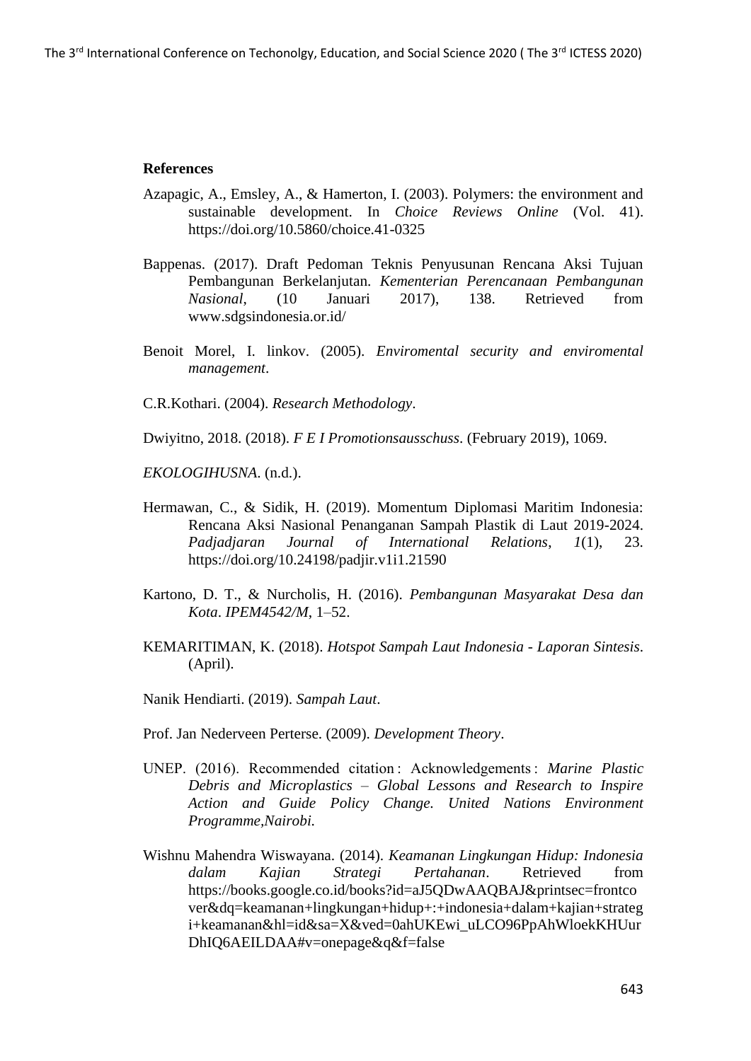**References**

Azapagic, A., Emsley, A., & Hamerton, I. (2003). Polymers: the environment and sustainable development. In *Choice Reviews Online* (Vol. 41). https://doi.org/10.5860/choice.41-0325

Bappenas. (2017). Draft Pedoman Teknis Penyusunan Rencana Aksi Tujuan Pembangunan Berkelanjutan. *Kementerian Perencanaan Pembangunan Nasional*, (10 Januari 2017), 138. Retrieved from www.sdgsindonesia.or.id/

Benoit Morel, I. linkov. (2005). *Enviromental security and enviromental management*.

C.R.Kothari. (2004). *Research Methodology*.

Dwiyitno, 2018. (2018). *F E I Promotionsausschuss*. (February 2019), 1069.

*EKOLOGIHUSNA*. (n.d.).

Hermawan, C., & Sidik, H. (2019). Momentum Diplomasi Maritim Indonesia: Rencana Aksi Nasional Penanganan Sampah Plastik di Laut 2019-2024. *Padjadjaran Journal of International Relations*, *1*(1), 23. https://doi.org/10.24198/padjir.v1i1.21590

Kartono, D. T., & Nurcholis, H. (2016). *Pembangunan Masyarakat Desa dan Kota*. *IPEM4542/M*, 1–52.

KEMARITIMAN, K. (2018). *Hotspot Sampah Laut Indonesia - Laporan Sintesis*. (April).

Nanik Hendiarti. (2019). *Sampah Laut*.

Prof. Jan Nederveen Perterse. (2009). *Development Theory*.

UNEP. (2016). Recommended citation : Acknowledgements : *Marine Plastic Debris and Microplastics – Global Lessons and Research to Inspire Action and Guide Policy Change. United Nations Environment Programme,Nairobi.*

Wishnu Mahendra Wiswayana. (2014). *Keamanan Lingkungan Hidup: Indonesia dalam Kajian Strategi Pertahanan*. Retrieved from https://books.google.co.id/books?id=aJ5QDwAAQBAJ&printsec=frontcover&dq=keamanan+lingkungan+hidup+:+indonesia+dalam+kajian+strategi+keamanan&hl=id&sa=X&ved=0ahUKEwi_uLCO96PpAhWloekKHUurDhIQ6AEILDAA#v=onepage&q&f=false